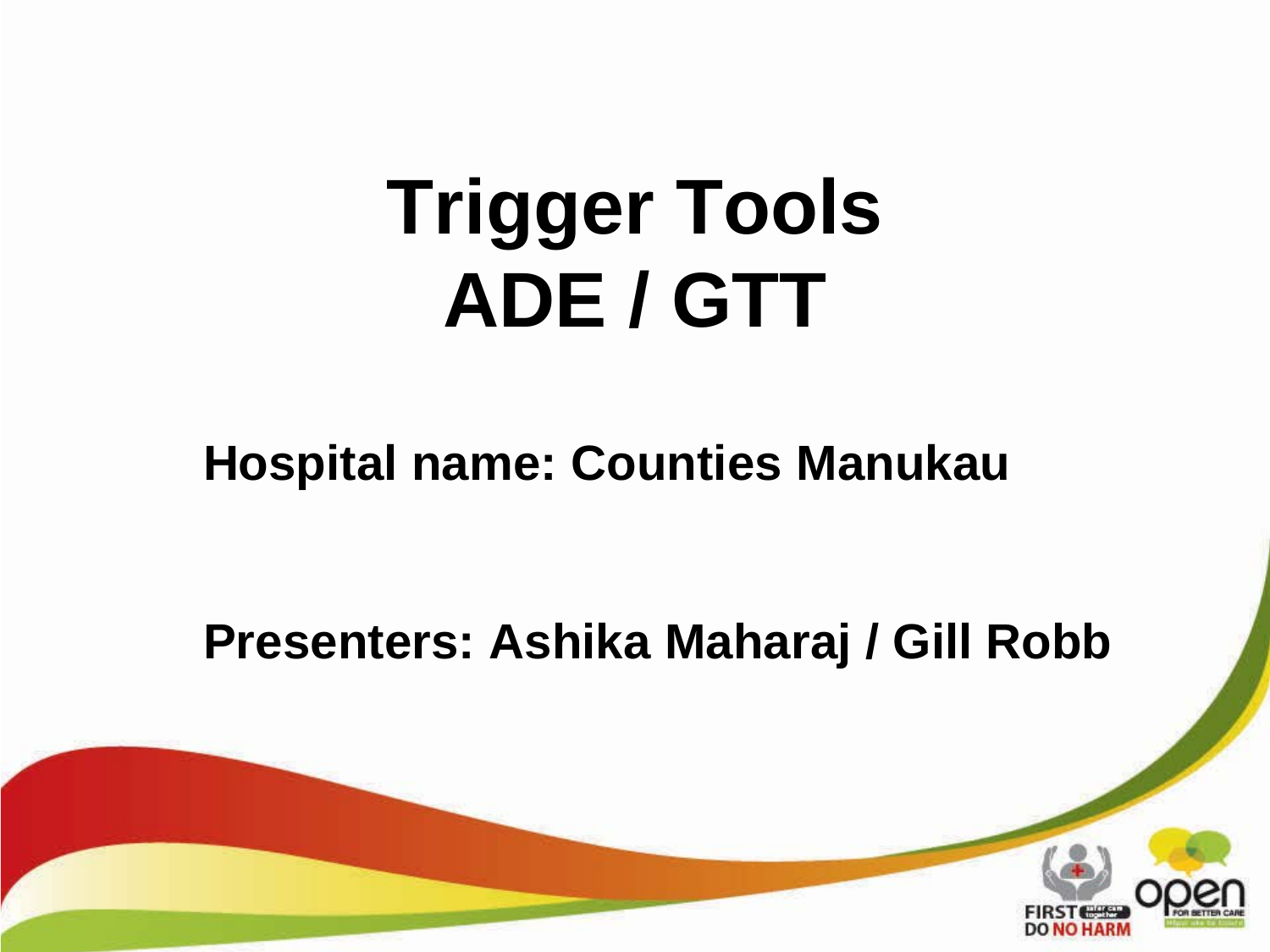# Trigger Tools
# ADE / GTT

**Hospital name: Counties Manukau**

**Presenters: Ashika Maharaj / Gill Robb**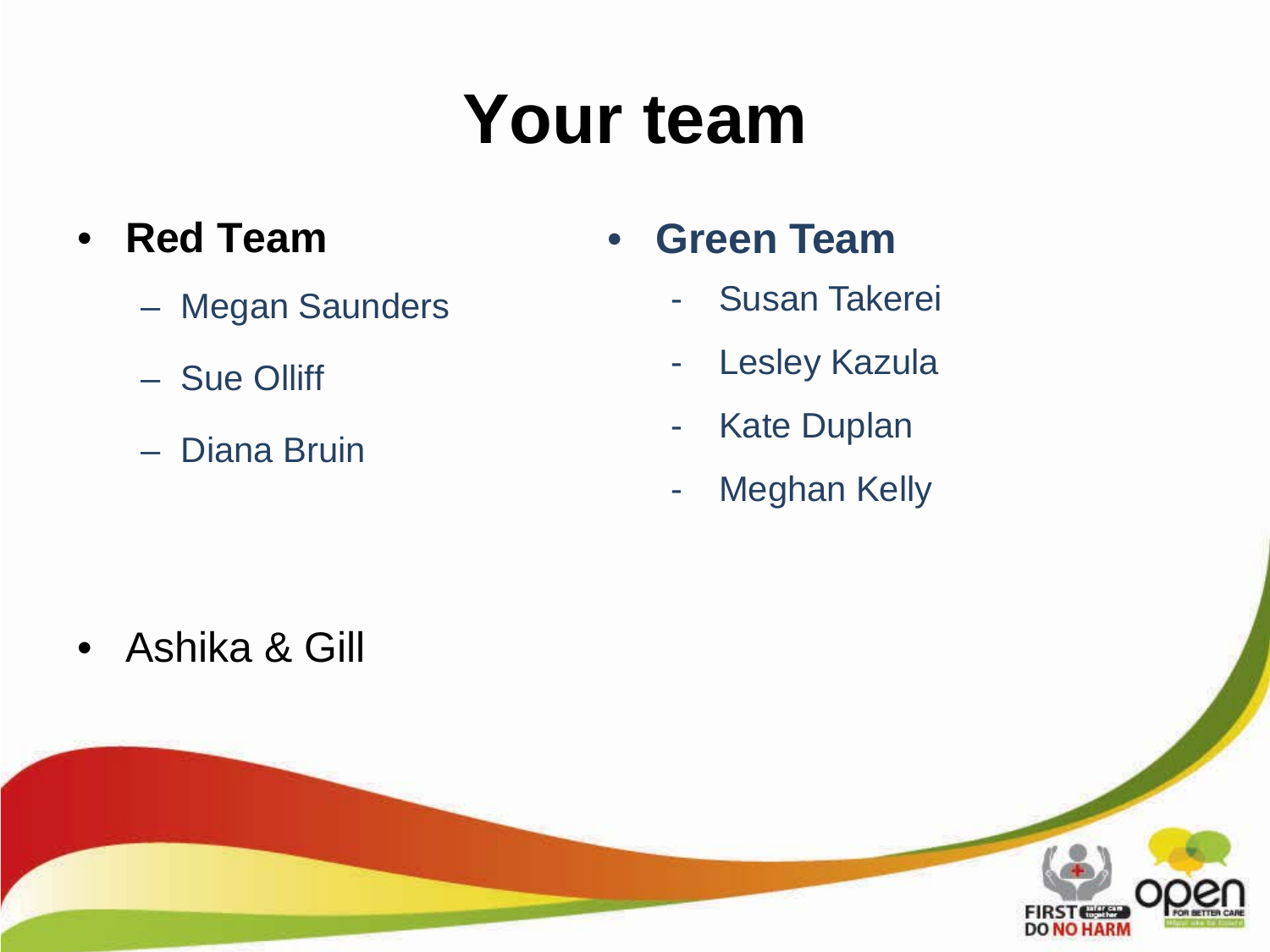# Your team

- **Red Team**
  - Megan Saunders
  - Sue Olliff
  - Diana Bruin
- **Green Team**
  - Susan Takerei
  - Lesley Kazula
  - Kate Duplan
  - Meghan Kelly
- Ashika & Gill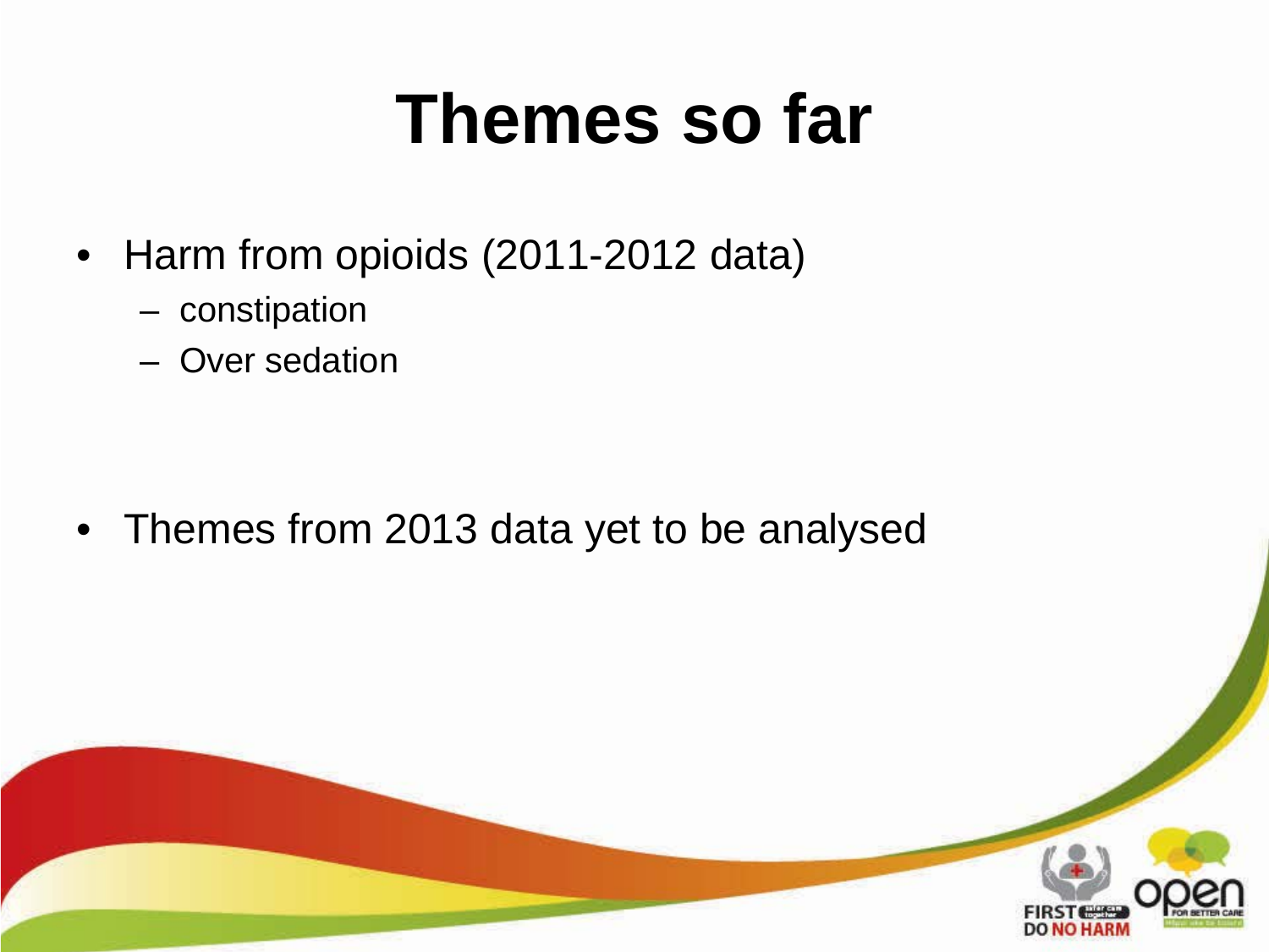# Themes so far

- Harm from opioids (2011-2012 data)
  - constipation
  - Over sedation

- Themes from 2013 data yet to be analysed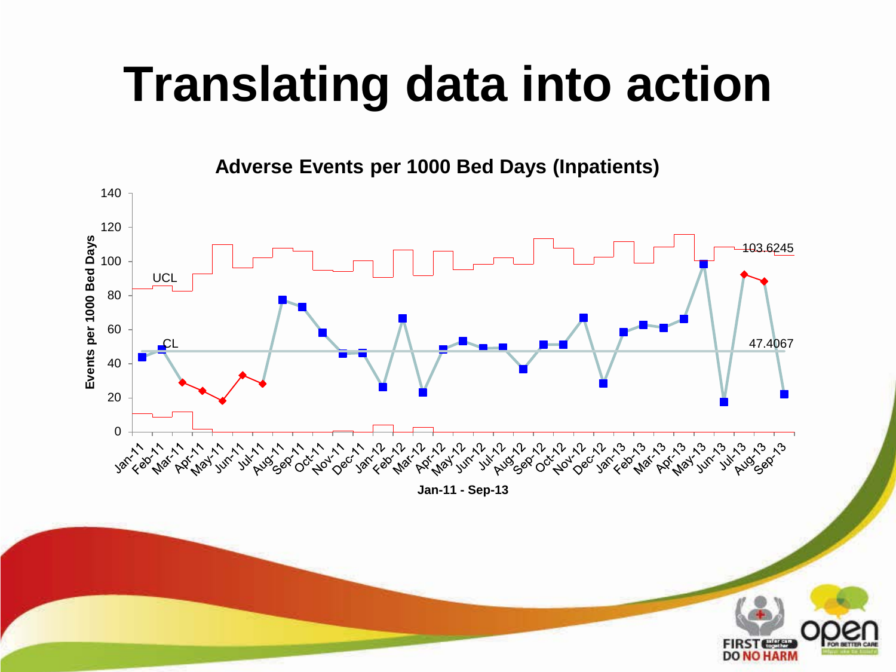# Translating data into action

**Adverse Events per 1000 Bed Days (Inpatients)**

Events per 1000 Bed Days

UCL

CL

103.6245

47.4067

Jan-11 Feb-11 Mar-11 Apr-11 May-11 Jun-11 Jul-11 Aug-11 Sep-11 Oct-11 Nov-11 Dec-11 Jan-12 Feb-12 Mar-12 Apr-12 May-12 Jun-12 Jul-12 Aug-12 Sep-12 Oct-12 Nov-12 Dec-12 Jan-13 Feb-13 Mar-13 Apr-13 May-13 Jun-13 Jul-13 Aug-13 Sep-13

**Jan-11 - Sep-13**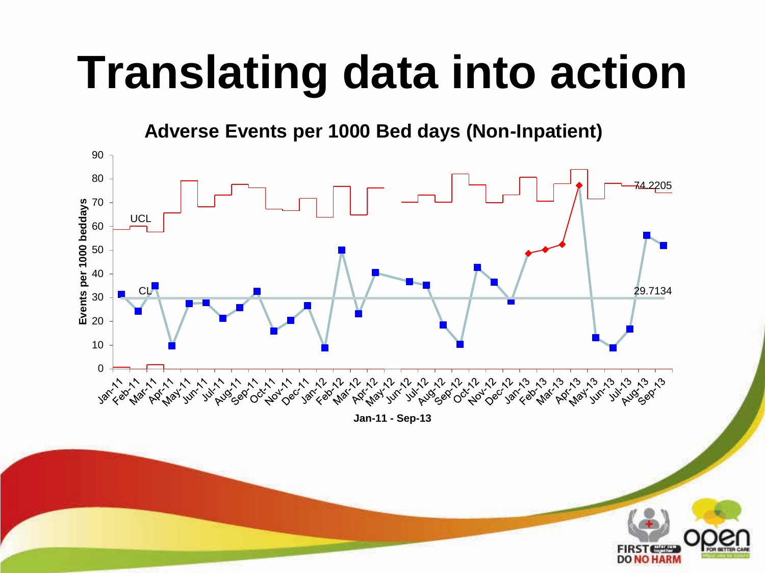# Translating data into action

**Adverse Events per 1000 Bed days (Non-Inpatient)**

Events per 1000 beddays

90, 80, 70, 60, 50, 40, 30, 20, 10, 0

UCL

CL

74.2205

29.7134

Jan-11, Feb-11, Mar-11, Apr-11, May-11, Jun-11, Jul-11, Aug-11, Sep-11, Oct-11, Nov-11, Dec-11, Jan-12, Feb-12, Mar-12, Apr-12, May-12, Jun-12, Jul-12, Aug-12, Sep-12, Oct-12, Nov-12, Dec-12, Jan-13, Feb-13, Mar-13, Apr-13, May-13, Jun-13, Jul-13, Aug-13, Sep-13

**Jan-11 - Sep-13**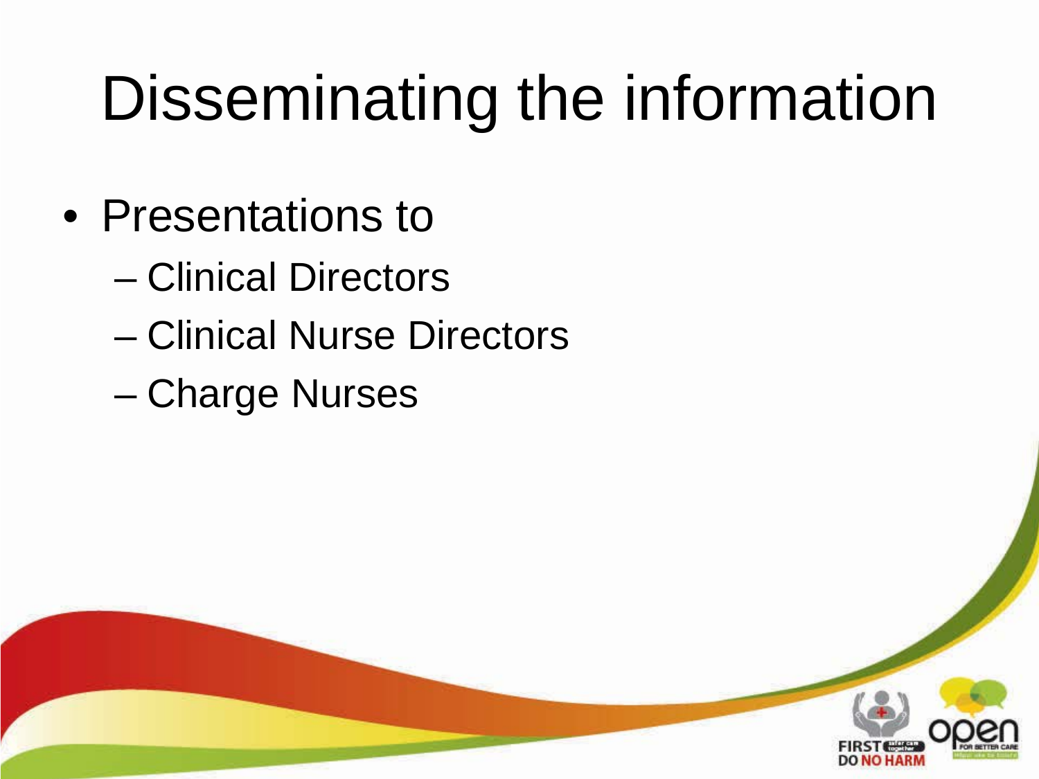# Disseminating the information

- Presentations to
  - Clinical Directors
  - Clinical Nurse Directors
  - Charge Nurses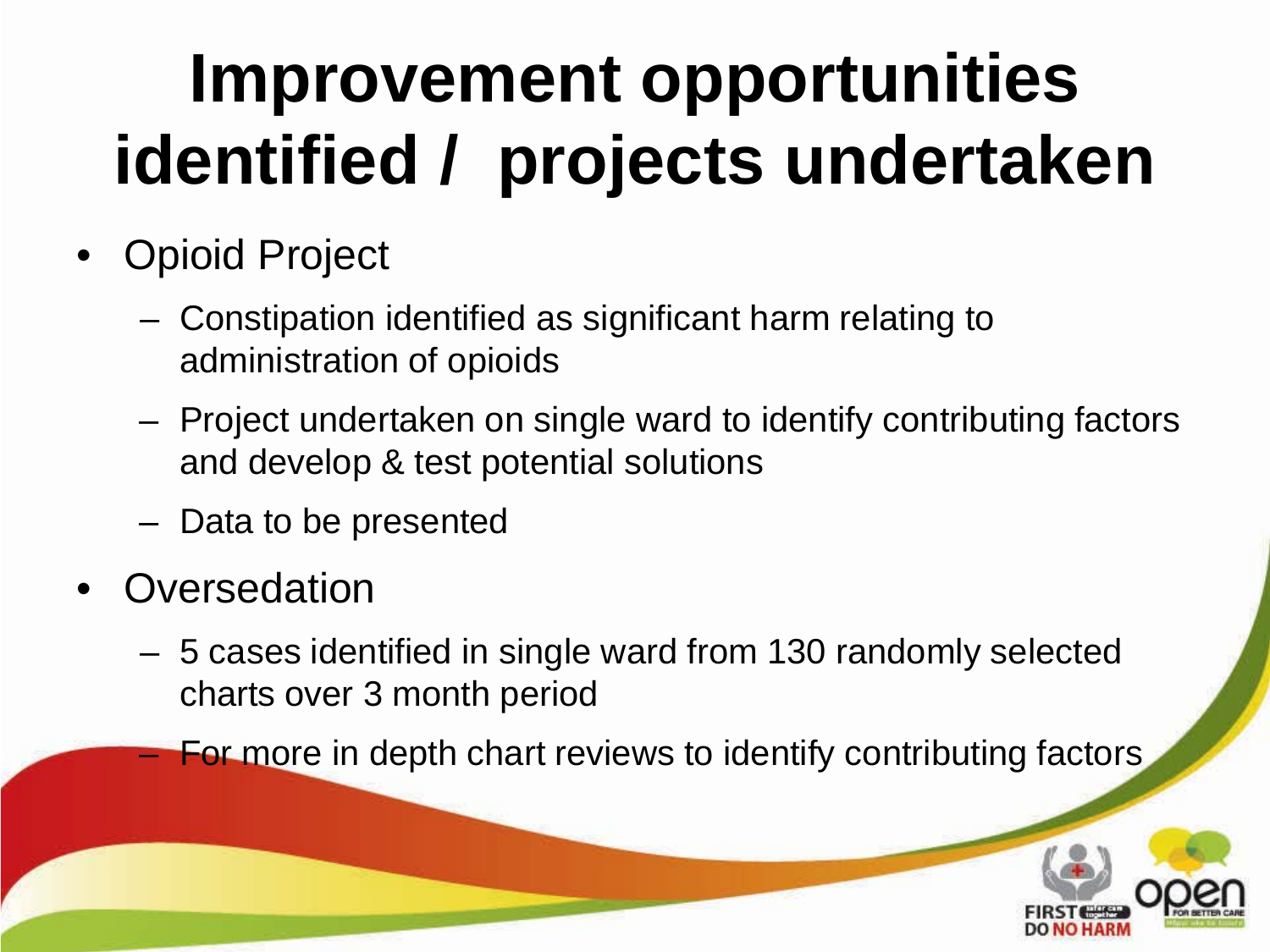# Improvement opportunities identified / projects undertaken

- Opioid Project
  - Constipation identified as significant harm relating to administration of opioids
  - Project undertaken on single ward to identify contributing factors and develop & test potential solutions
  - Data to be presented
- Oversedation
  - 5 cases identified in single ward from 130 randomly selected charts over 3 month period
  - For more in depth chart reviews to identify contributing factors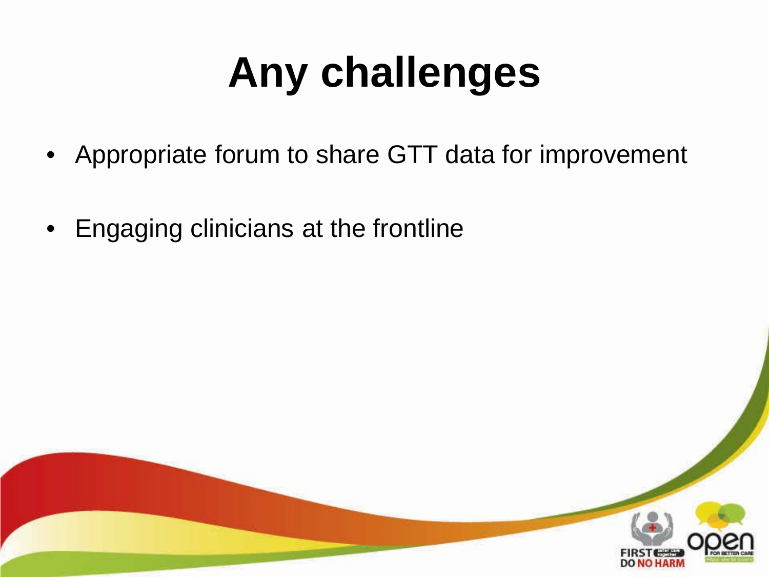# Any challenges

- Appropriate forum to share GTT data for improvement
- Engaging clinicians at the frontline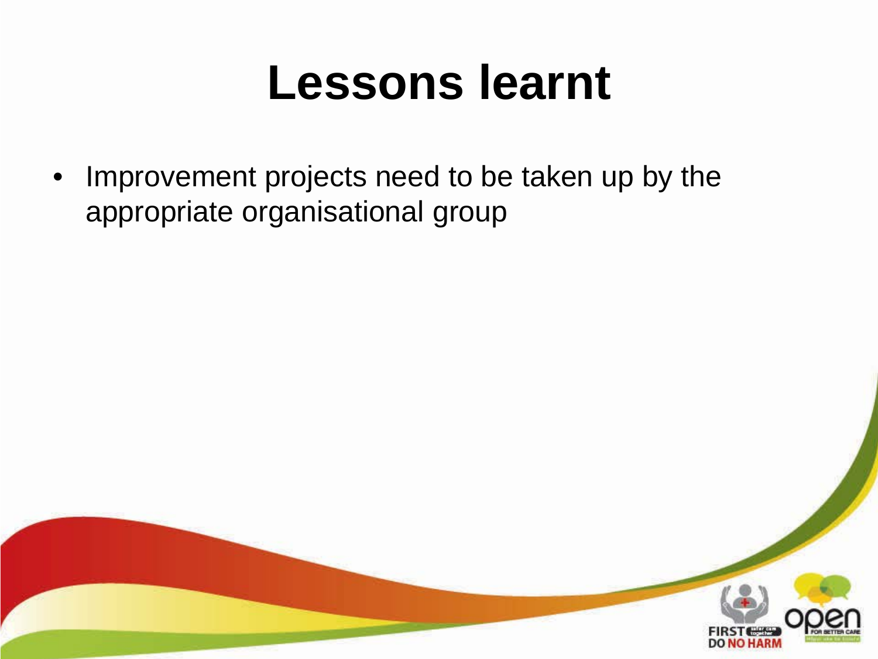# Lessons learnt

- Improvement projects need to be taken up by the appropriate organisational group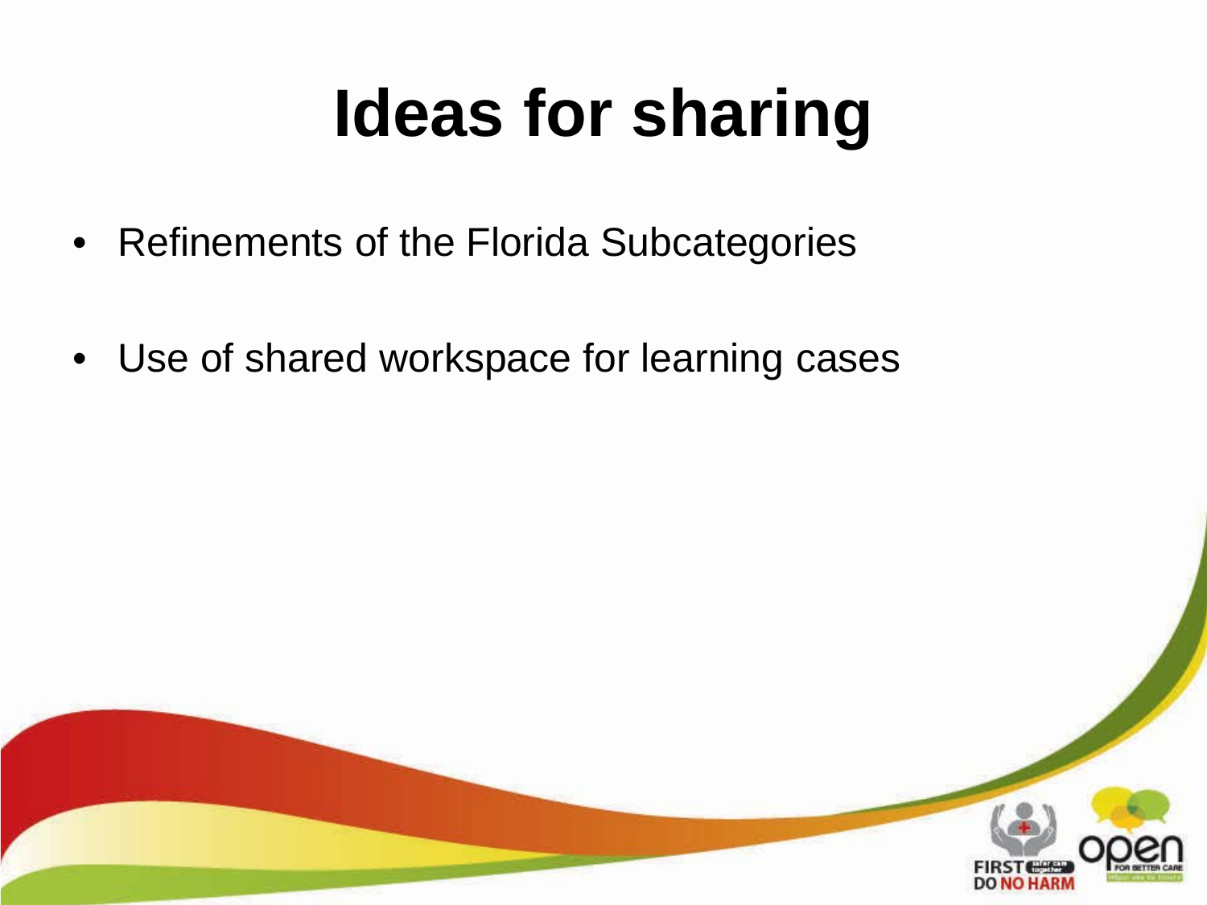# Ideas for sharing

- Refinements of the Florida Subcategories
- Use of shared workspace for learning cases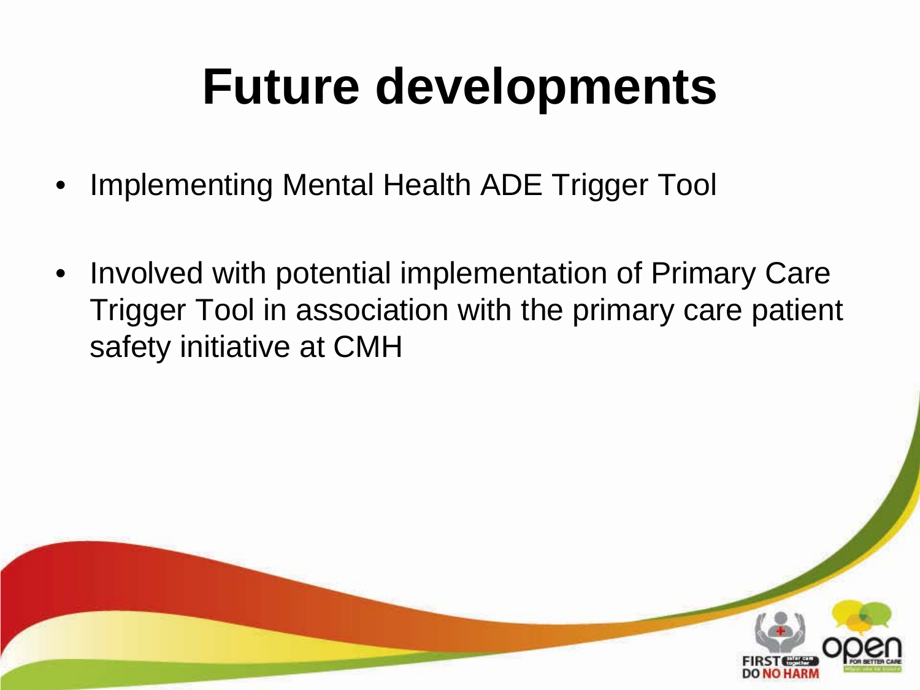# Future developments

- Implementing Mental Health ADE Trigger Tool
- Involved with potential implementation of Primary Care Trigger Tool in association with the primary care patient safety initiative at CMH